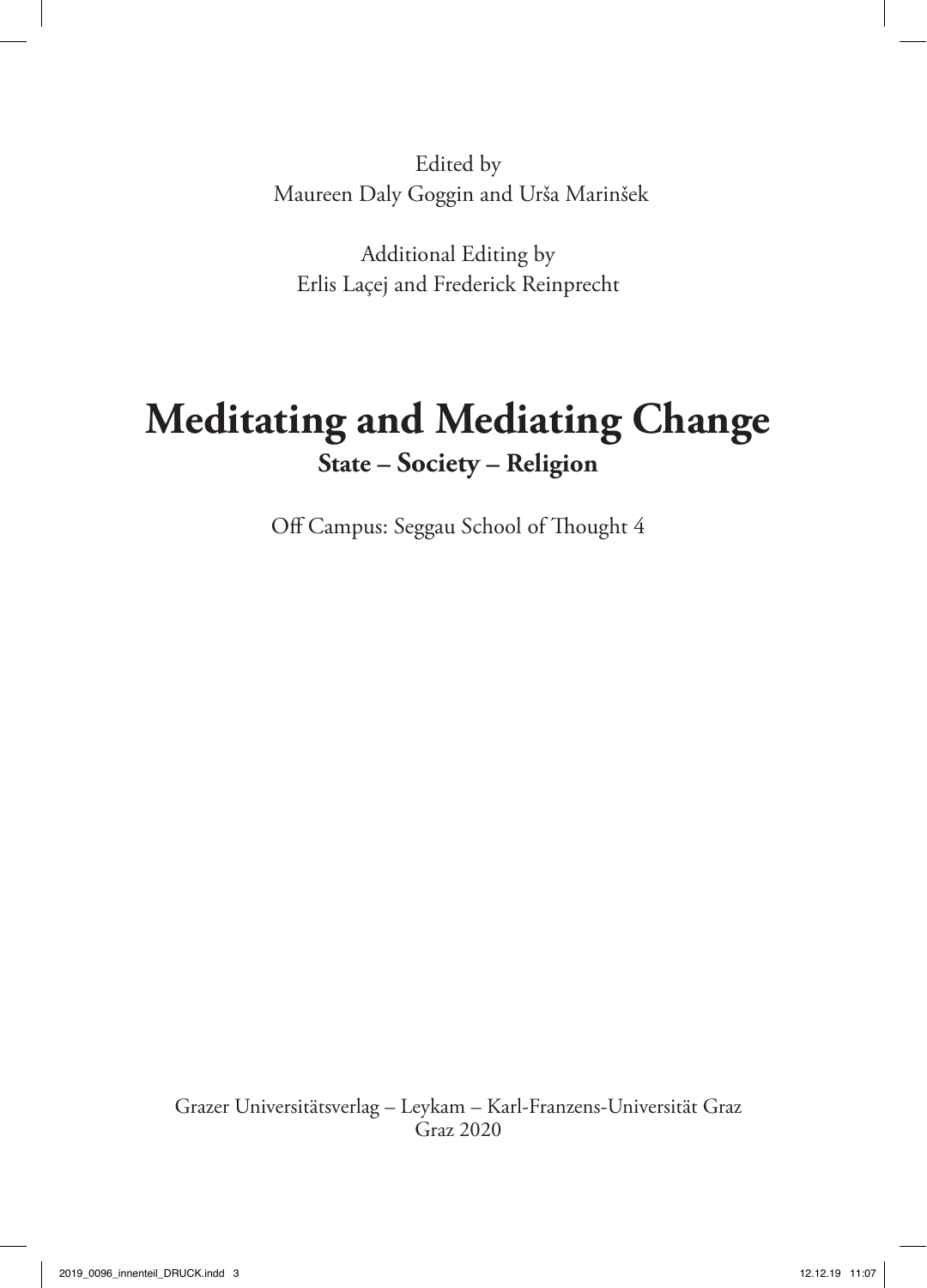Edited by
Maureen Daly Goggin and Urša Marinšek

Additional Editing by
Erlis Laçej and Frederick Reinprecht

# Meditating and Mediating Change

## State – Society – Religion

Off Campus: Seggau School of Thought 4

Grazer Universitätsverlag – Leykam – Karl-Franzens-Universität Graz
Graz 2020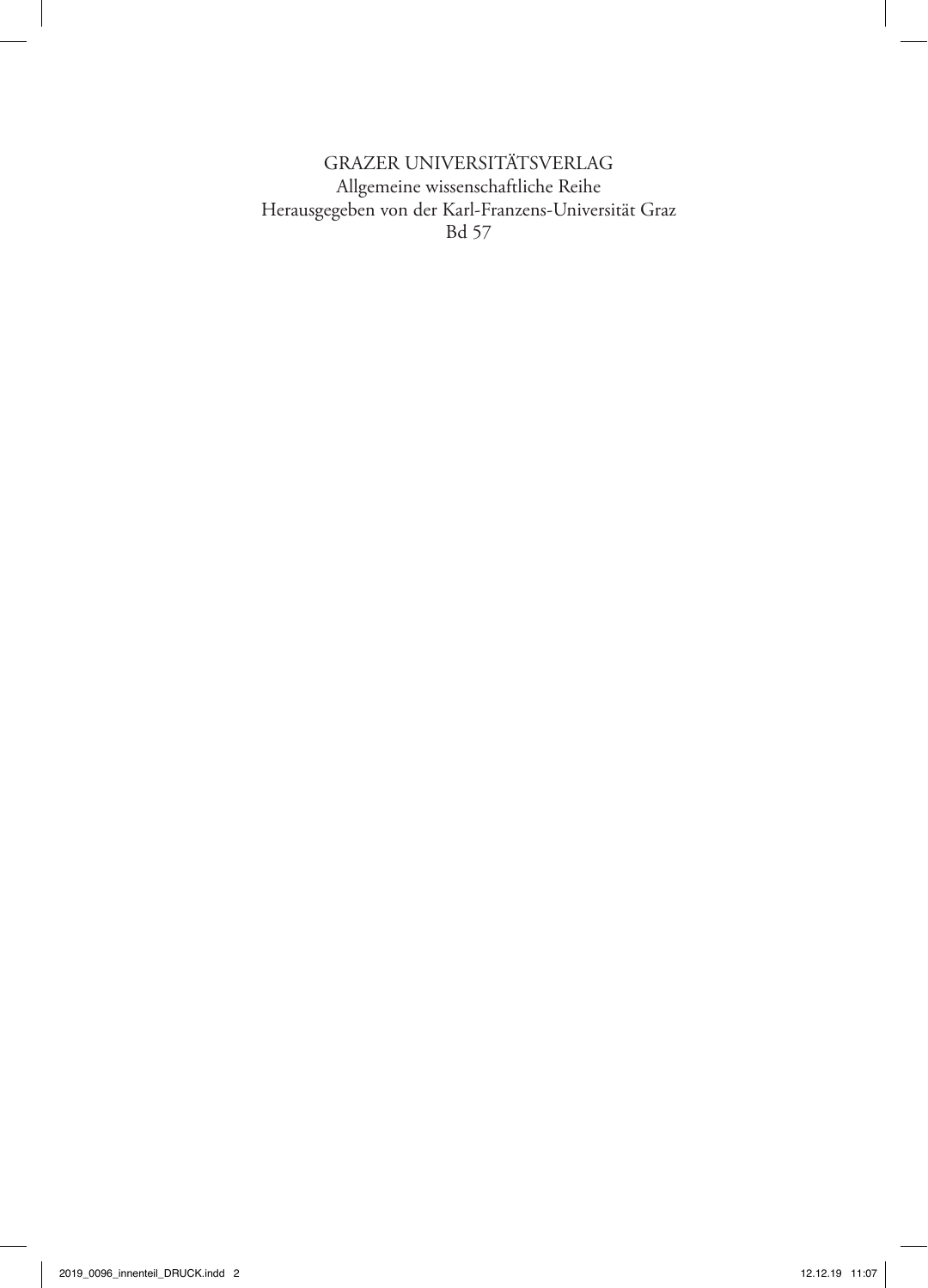GRAZER UNIVERSITÄTSVERLAG
Allgemeine wissenschaftliche Reihe
Herausgegeben von der Karl-Franzens-Universität Graz
Bd 57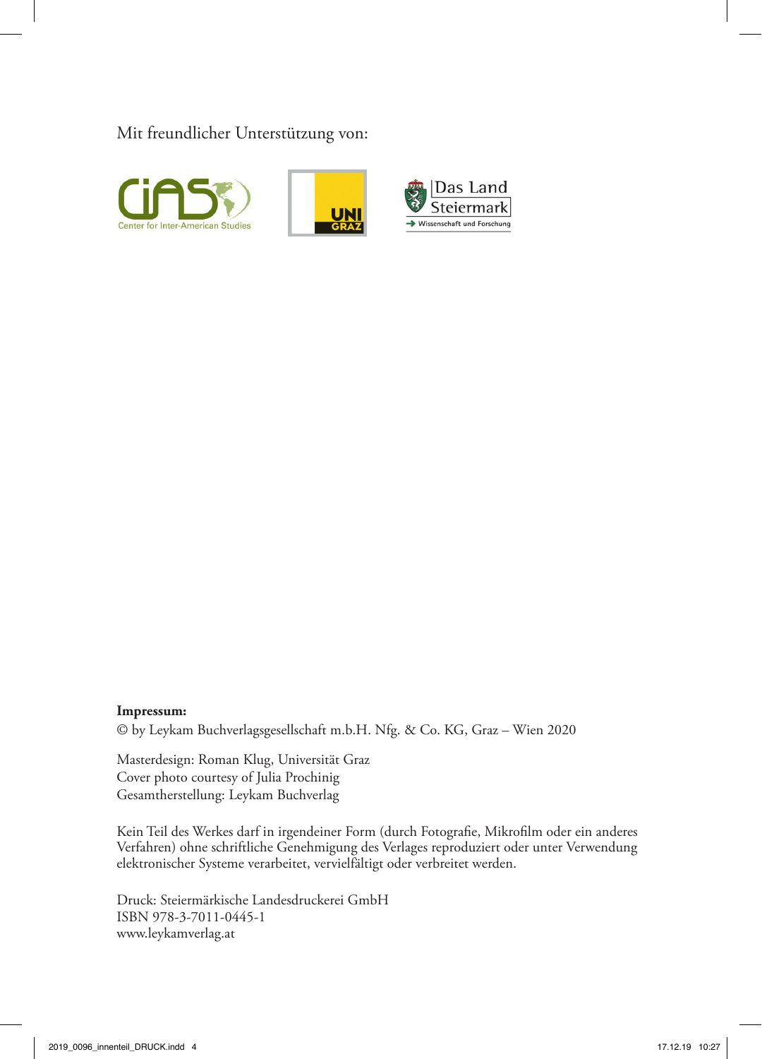Mit freundlicher Unterstützung von:

**Impressum:**
© by Leykam Buchverlagsgesellschaft m.b.H. Nfg. & Co. KG, Graz – Wien 2020

Masterdesign: Roman Klug, Universität Graz
Cover photo courtesy of Julia Prochinig
Gesamtherstellung: Leykam Buchverlag

Kein Teil des Werkes darf in irgendeiner Form (durch Fotografie, Mikrofilm oder ein anderes Verfahren) ohne schriftliche Genehmigung des Verlages reproduziert oder unter Verwendung elektronischer Systeme verarbeitet, vervielfältigt oder verbreitet werden.

Druck: Steiermärkische Landesdruckerei GmbH
ISBN 978-3-7011-0445-1
www.leykamverlag.at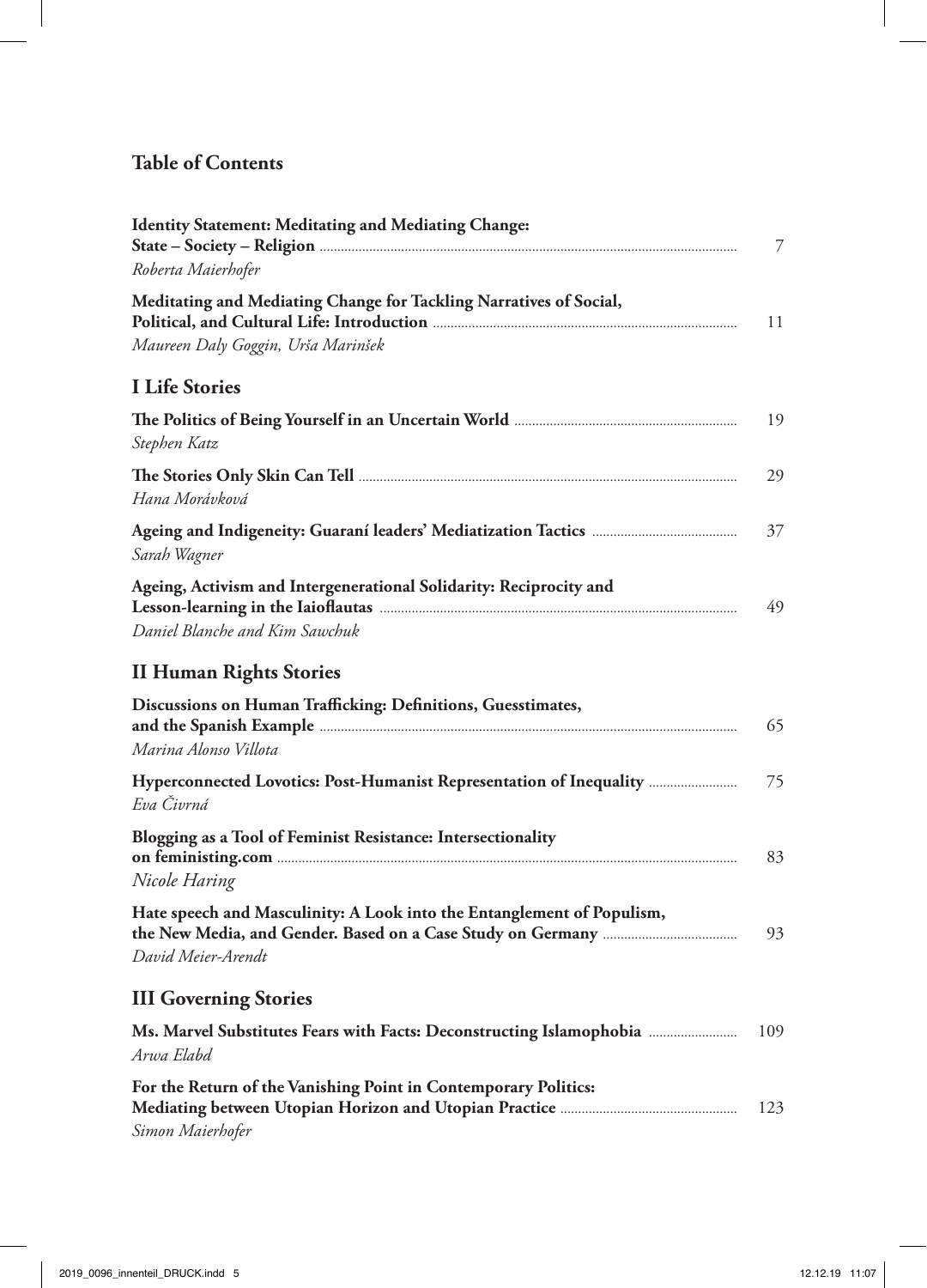## Table of Contents

**Identity Statement: Meditating and Mediating Change: State – Society – Religion** ..... 7
*Roberta Maierhofer*

**Meditating and Mediating Change for Tackling Narratives of Social, Political, and Cultural Life: Introduction** ..... 11
*Maureen Daly Goggin, Urša Marinšek*

### I Life Stories

**The Politics of Being Yourself in an Uncertain World** ..... 19
*Stephen Katz*

**The Stories Only Skin Can Tell** ..... 29
*Hana Morávková*

**Ageing and Indigeneity: Guaraní leaders' Mediatization Tactics** ..... 37
*Sarah Wagner*

**Ageing, Activism and Intergenerational Solidarity: Reciprocity and Lesson-learning in the Iaioflautas** ..... 49
*Daniel Blanche and Kim Sawchuk*

### II Human Rights Stories

**Discussions on Human Trafficking: Definitions, Guesstimates, and the Spanish Example** ..... 65
*Marina Alonso Villota*

**Hyperconnected Lovotics: Post-Humanist Representation of Inequality** ..... 75
*Eva Čivrná*

**Blogging as a Tool of Feminist Resistance: Intersectionality on feministing.com** ..... 83
*Nicole Haring*

**Hate speech and Masculinity: A Look into the Entanglement of Populism, the New Media, and Gender. Based on a Case Study on Germany** ..... 93
*David Meier-Arendt*

### III Governing Stories

**Ms. Marvel Substitutes Fears with Facts: Deconstructing Islamophobia** ..... 109
*Arwa Elabd*

**For the Return of the Vanishing Point in Contemporary Politics: Mediating between Utopian Horizon and Utopian Practice** ..... 123
*Simon Maierhofer*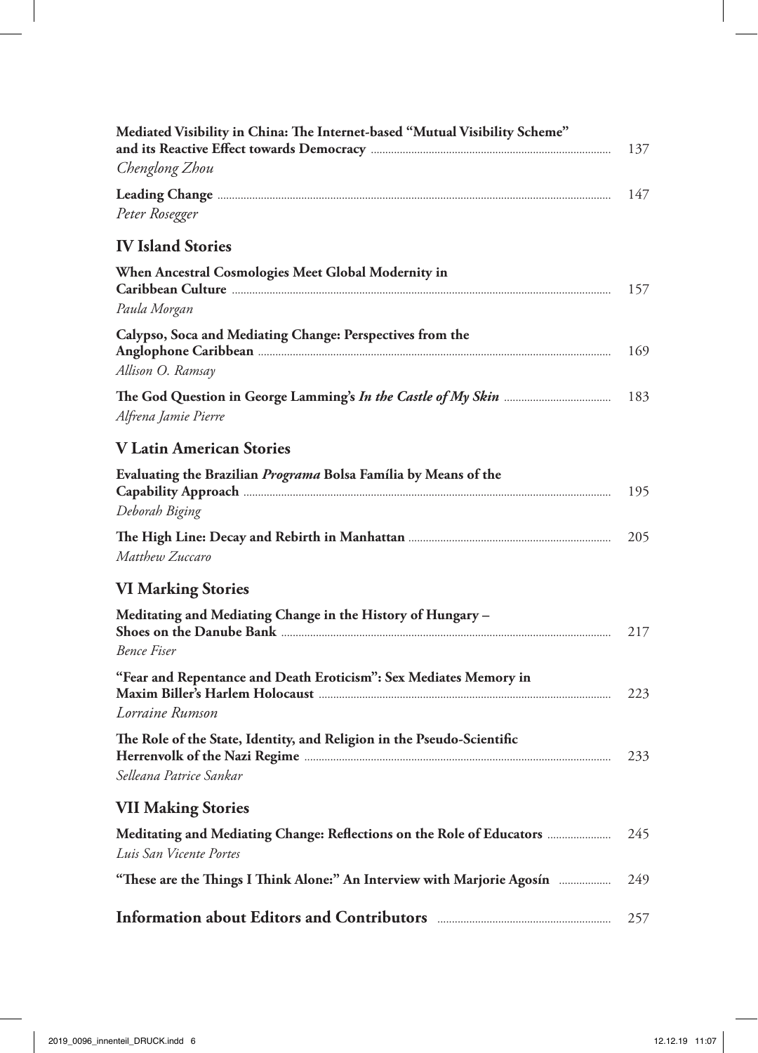**Mediated Visibility in China: The Internet-based "Mutual Visibility Scheme" and its Reactive Effect towards Democracy** ........ 137
*Chenglong Zhou*

**Leading Change** ........ 147
*Peter Rosegger*

## IV Island Stories

**When Ancestral Cosmologies Meet Global Modernity in Caribbean Culture** ........ 157
*Paula Morgan*

**Calypso, Soca and Mediating Change: Perspectives from the Anglophone Caribbean** ........ 169
*Allison O. Ramsay*

**The God Question in George Lamming's *In the Castle of My Skin*** ........ 183
*Alfrena Jamie Pierre*

## V Latin American Stories

**Evaluating the Brazilian *Programa* Bolsa Família by Means of the Capability Approach** ........ 195
*Deborah Biging*

**The High Line: Decay and Rebirth in Manhattan** ........ 205
*Matthew Zuccaro*

## VI Marking Stories

**Meditating and Mediating Change in the History of Hungary – Shoes on the Danube Bank** ........ 217
*Bence Fiser*

**"Fear and Repentance and Death Eroticism": Sex Mediates Memory in Maxim Biller's Harlem Holocaust** ........ 223
*Lorraine Rumson*

**The Role of the State, Identity, and Religion in the Pseudo-Scientific Herrenvolk of the Nazi Regime** ........ 233
*Selleana Patrice Sankar*

## VII Making Stories

**Meditating and Mediating Change: Reflections on the Role of Educators** ........ 245
*Luis San Vicente Portes*

**"These are the Things I Think Alone:" An Interview with Marjorie Agosín** ........ 249

**Information about Editors and Contributors** ........ 257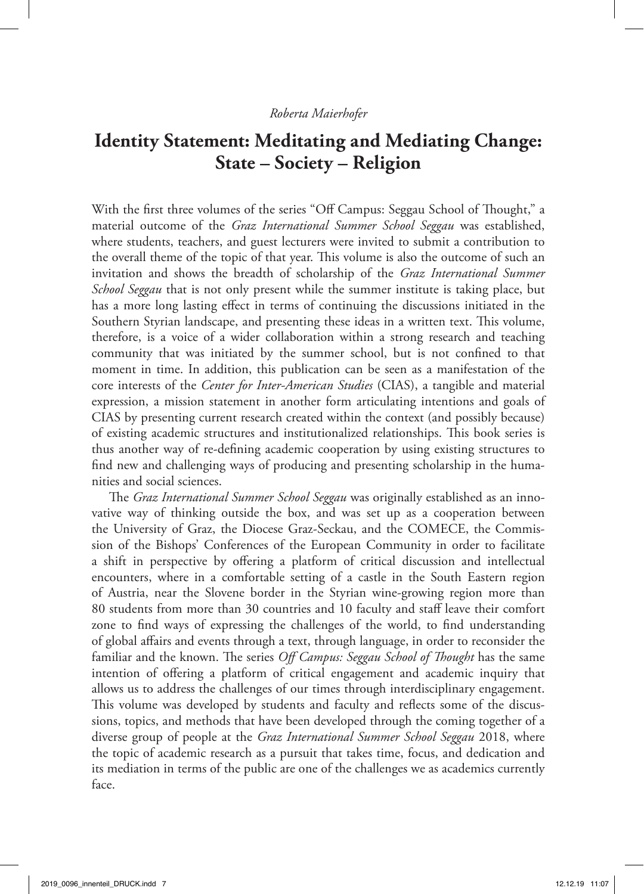*Roberta Maierhofer*

# Identity Statement: Meditating and Mediating Change: State – Society – Religion

With the first three volumes of the series "Off Campus: Seggau School of Thought," a material outcome of the *Graz International Summer School Seggau* was established, where students, teachers, and guest lecturers were invited to submit a contribution to the overall theme of the topic of that year. This volume is also the outcome of such an invitation and shows the breadth of scholarship of the *Graz International Summer School Seggau* that is not only present while the summer institute is taking place, but has a more long lasting effect in terms of continuing the discussions initiated in the Southern Styrian landscape, and presenting these ideas in a written text. This volume, therefore, is a voice of a wider collaboration within a strong research and teaching community that was initiated by the summer school, but is not confined to that moment in time. In addition, this publication can be seen as a manifestation of the core interests of the *Center for Inter-American Studies* (CIAS), a tangible and material expression, a mission statement in another form articulating intentions and goals of CIAS by presenting current research created within the context (and possibly because) of existing academic structures and institutionalized relationships. This book series is thus another way of re-defining academic cooperation by using existing structures to find new and challenging ways of producing and presenting scholarship in the humanities and social sciences.

The *Graz International Summer School Seggau* was originally established as an innovative way of thinking outside the box, and was set up as a cooperation between the University of Graz, the Diocese Graz-Seckau, and the COMECE, the Commission of the Bishops' Conferences of the European Community in order to facilitate a shift in perspective by offering a platform of critical discussion and intellectual encounters, where in a comfortable setting of a castle in the South Eastern region of Austria, near the Slovene border in the Styrian wine-growing region more than 80 students from more than 30 countries and 10 faculty and staff leave their comfort zone to find ways of expressing the challenges of the world, to find understanding of global affairs and events through a text, through language, in order to reconsider the familiar and the known. The series *Off Campus: Seggau School of Thought* has the same intention of offering a platform of critical engagement and academic inquiry that allows us to address the challenges of our times through interdisciplinary engagement. This volume was developed by students and faculty and reflects some of the discussions, topics, and methods that have been developed through the coming together of a diverse group of people at the *Graz International Summer School Seggau* 2018, where the topic of academic research as a pursuit that takes time, focus, and dedication and its mediation in terms of the public are one of the challenges we as academics currently face.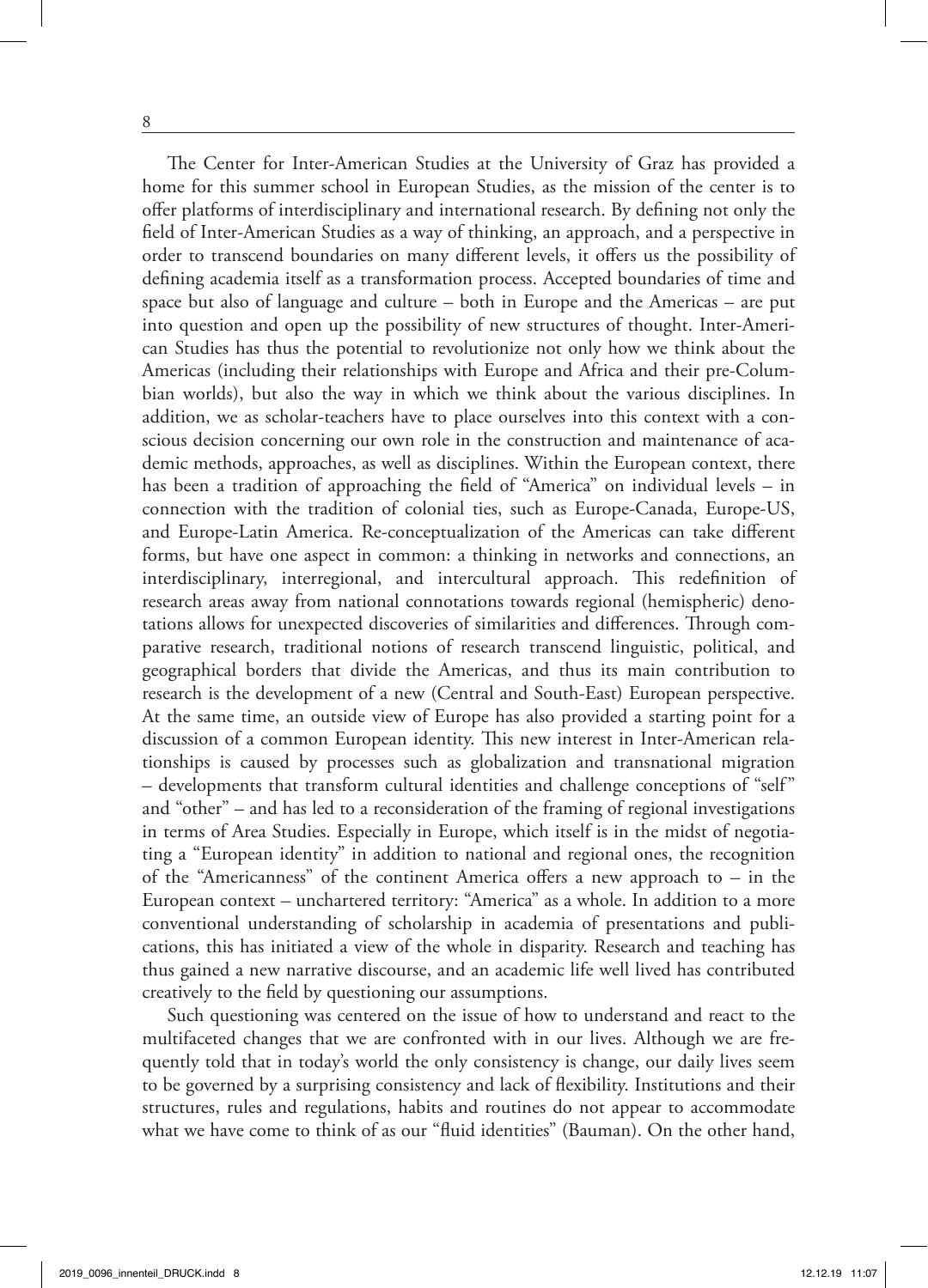The Center for Inter-American Studies at the University of Graz has provided a home for this summer school in European Studies, as the mission of the center is to offer platforms of interdisciplinary and international research. By defining not only the field of Inter-American Studies as a way of thinking, an approach, and a perspective in order to transcend boundaries on many different levels, it offers us the possibility of defining academia itself as a transformation process. Accepted boundaries of time and space but also of language and culture – both in Europe and the Americas – are put into question and open up the possibility of new structures of thought. Inter-American Studies has thus the potential to revolutionize not only how we think about the Americas (including their relationships with Europe and Africa and their pre-Columbian worlds), but also the way in which we think about the various disciplines. In addition, we as scholar-teachers have to place ourselves into this context with a conscious decision concerning our own role in the construction and maintenance of academic methods, approaches, as well as disciplines. Within the European context, there has been a tradition of approaching the field of "America" on individual levels – in connection with the tradition of colonial ties, such as Europe-Canada, Europe-US, and Europe-Latin America. Re-conceptualization of the Americas can take different forms, but have one aspect in common: a thinking in networks and connections, an interdisciplinary, interregional, and intercultural approach. This redefinition of research areas away from national connotations towards regional (hemispheric) denotations allows for unexpected discoveries of similarities and differences. Through comparative research, traditional notions of research transcend linguistic, political, and geographical borders that divide the Americas, and thus its main contribution to research is the development of a new (Central and South-East) European perspective. At the same time, an outside view of Europe has also provided a starting point for a discussion of a common European identity. This new interest in Inter-American relationships is caused by processes such as globalization and transnational migration – developments that transform cultural identities and challenge conceptions of "self" and "other" – and has led to a reconsideration of the framing of regional investigations in terms of Area Studies. Especially in Europe, which itself is in the midst of negotiating a "European identity" in addition to national and regional ones, the recognition of the "Americanness" of the continent America offers a new approach to – in the European context – unchartered territory: "America" as a whole. In addition to a more conventional understanding of scholarship in academia of presentations and publications, this has initiated a view of the whole in disparity. Research and teaching has thus gained a new narrative discourse, and an academic life well lived has contributed creatively to the field by questioning our assumptions.

Such questioning was centered on the issue of how to understand and react to the multifaceted changes that we are confronted with in our lives. Although we are frequently told that in today's world the only consistency is change, our daily lives seem to be governed by a surprising consistency and lack of flexibility. Institutions and their structures, rules and regulations, habits and routines do not appear to accommodate what we have come to think of as our "fluid identities" (Bauman). On the other hand,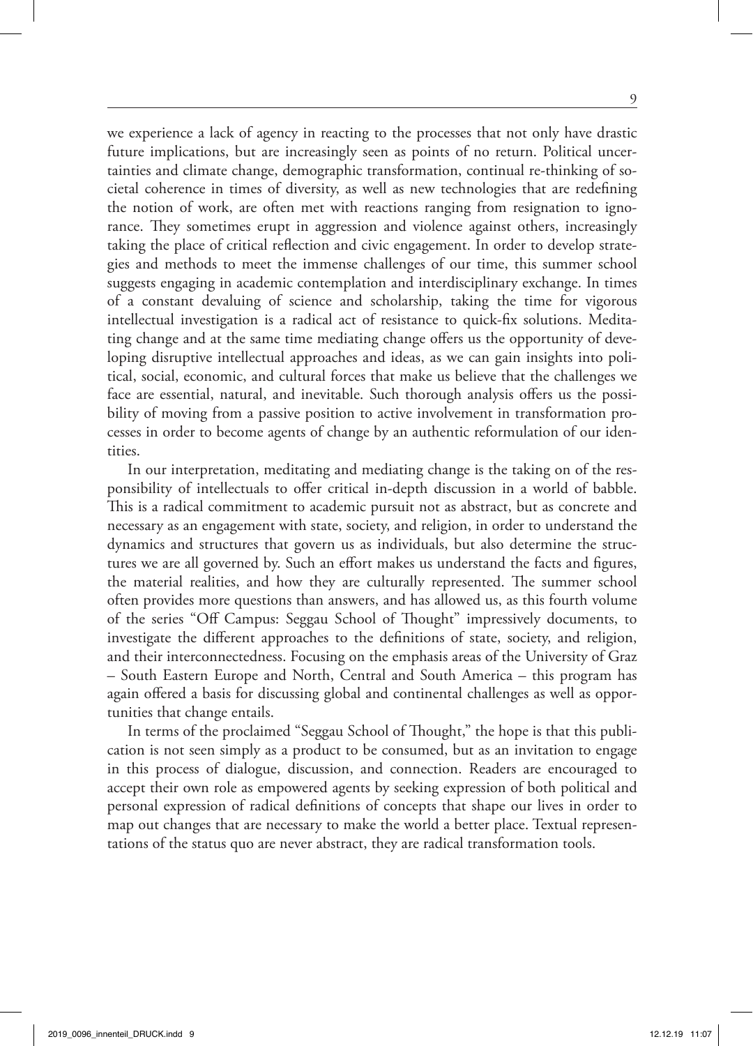we experience a lack of agency in reacting to the processes that not only have drastic future implications, but are increasingly seen as points of no return. Political uncertainties and climate change, demographic transformation, continual re-thinking of societal coherence in times of diversity, as well as new technologies that are redefining the notion of work, are often met with reactions ranging from resignation to ignorance. They sometimes erupt in aggression and violence against others, increasingly taking the place of critical reflection and civic engagement. In order to develop strategies and methods to meet the immense challenges of our time, this summer school suggests engaging in academic contemplation and interdisciplinary exchange. In times of a constant devaluing of science and scholarship, taking the time for vigorous intellectual investigation is a radical act of resistance to quick-fix solutions. Meditating change and at the same time mediating change offers us the opportunity of developing disruptive intellectual approaches and ideas, as we can gain insights into political, social, economic, and cultural forces that make us believe that the challenges we face are essential, natural, and inevitable. Such thorough analysis offers us the possibility of moving from a passive position to active involvement in transformation processes in order to become agents of change by an authentic reformulation of our identities.

In our interpretation, meditating and mediating change is the taking on of the responsibility of intellectuals to offer critical in-depth discussion in a world of babble. This is a radical commitment to academic pursuit not as abstract, but as concrete and necessary as an engagement with state, society, and religion, in order to understand the dynamics and structures that govern us as individuals, but also determine the structures we are all governed by. Such an effort makes us understand the facts and figures, the material realities, and how they are culturally represented. The summer school often provides more questions than answers, and has allowed us, as this fourth volume of the series "Off Campus: Seggau School of Thought" impressively documents, to investigate the different approaches to the definitions of state, society, and religion, and their interconnectedness. Focusing on the emphasis areas of the University of Graz – South Eastern Europe and North, Central and South America – this program has again offered a basis for discussing global and continental challenges as well as opportunities that change entails.

In terms of the proclaimed "Seggau School of Thought," the hope is that this publication is not seen simply as a product to be consumed, but as an invitation to engage in this process of dialogue, discussion, and connection. Readers are encouraged to accept their own role as empowered agents by seeking expression of both political and personal expression of radical definitions of concepts that shape our lives in order to map out changes that are necessary to make the world a better place. Textual representations of the status quo are never abstract, they are radical transformation tools.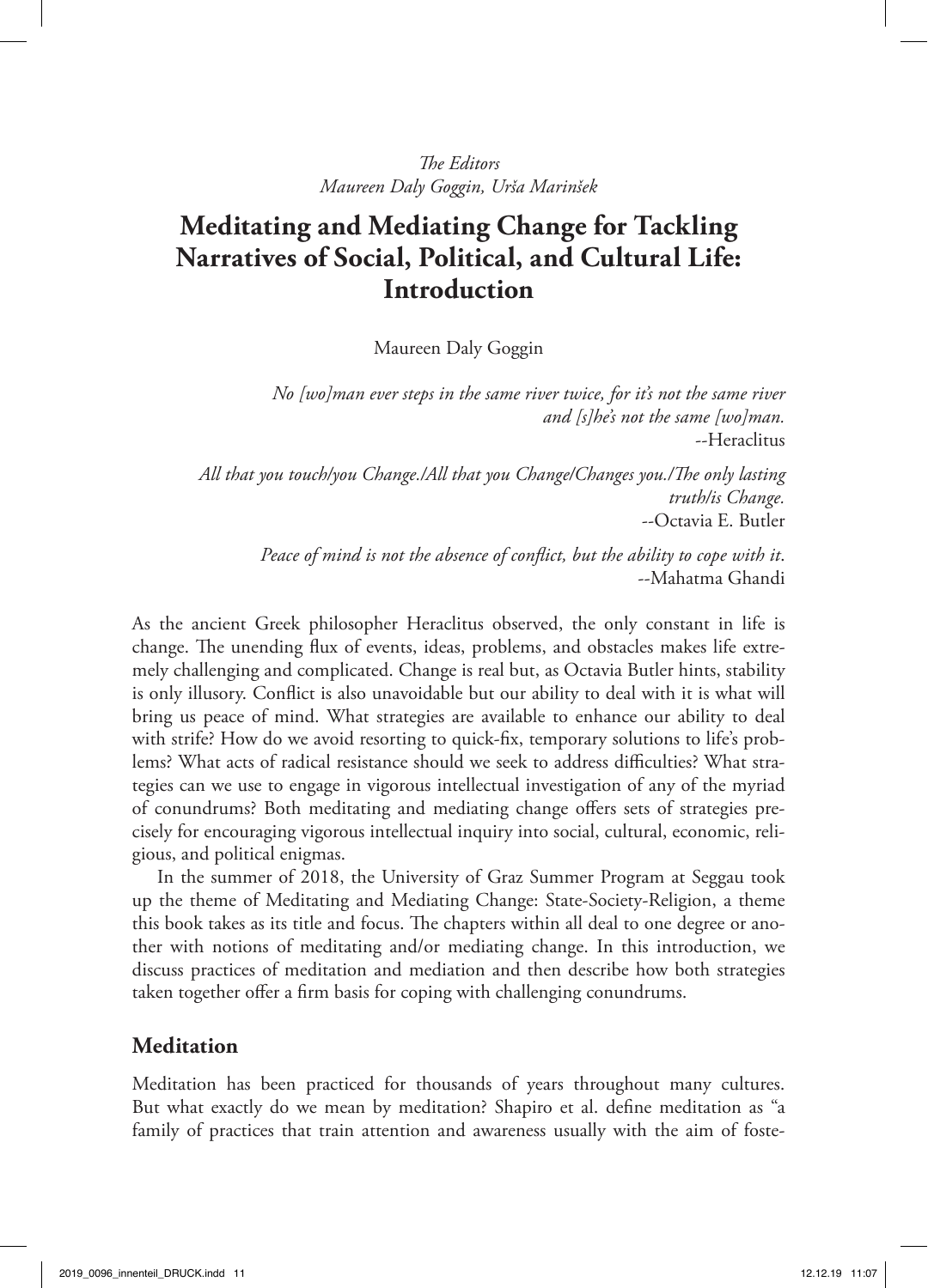*The Editors*
*Maureen Daly Goggin, Urša Marinšek*

# Meditating and Mediating Change for Tackling Narratives of Social, Political, and Cultural Life: Introduction

Maureen Daly Goggin

> *No [wo]man ever steps in the same river twice, for it's not the same river and [s]he's not the same [wo]man.*
> --Heraclitus

> *All that you touch/you Change./All that you Change/Changes you./The only lasting truth/is Change.*
> --Octavia E. Butler

> *Peace of mind is not the absence of conflict, but the ability to cope with it.*
> --Mahatma Ghandi

As the ancient Greek philosopher Heraclitus observed, the only constant in life is change. The unending flux of events, ideas, problems, and obstacles makes life extremely challenging and complicated. Change is real but, as Octavia Butler hints, stability is only illusory. Conflict is also unavoidable but our ability to deal with it is what will bring us peace of mind. What strategies are available to enhance our ability to deal with strife? How do we avoid resorting to quick-fix, temporary solutions to life's problems? What acts of radical resistance should we seek to address difficulties? What strategies can we use to engage in vigorous intellectual investigation of any of the myriad of conundrums? Both meditating and mediating change offers sets of strategies precisely for encouraging vigorous intellectual inquiry into social, cultural, economic, religious, and political enigmas.

In the summer of 2018, the University of Graz Summer Program at Seggau took up the theme of Meditating and Mediating Change: State-Society-Religion, a theme this book takes as its title and focus. The chapters within all deal to one degree or another with notions of meditating and/or mediating change. In this introduction, we discuss practices of meditation and mediation and then describe how both strategies taken together offer a firm basis for coping with challenging conundrums.

## Meditation

Meditation has been practiced for thousands of years throughout many cultures. But what exactly do we mean by meditation? Shapiro et al. define meditation as "a family of practices that train attention and awareness usually with the aim of foste-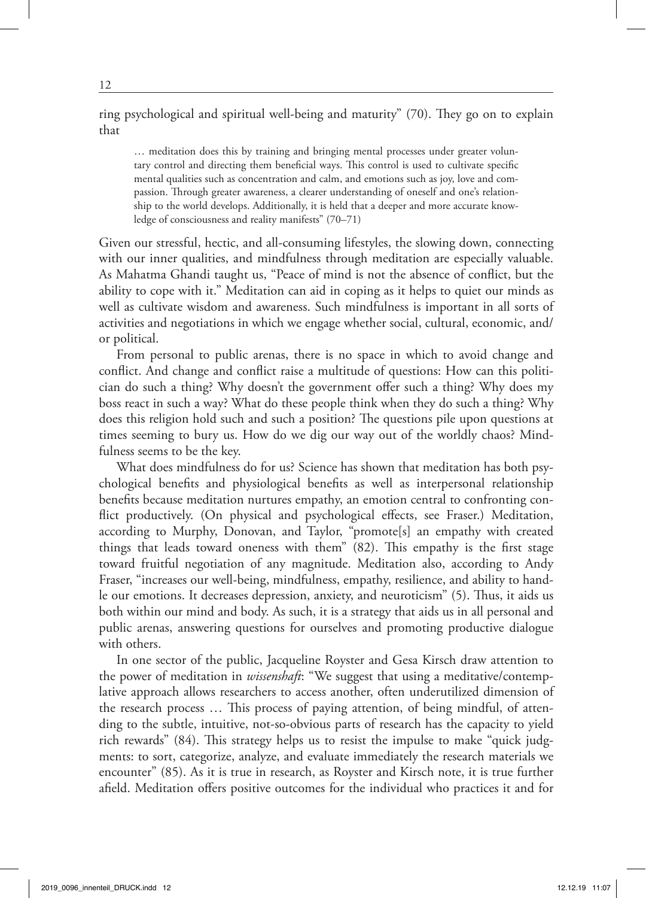ring psychological and spiritual well-being and maturity" (70). They go on to explain that

> … meditation does this by training and bringing mental processes under greater voluntary control and directing them beneficial ways. This control is used to cultivate specific mental qualities such as concentration and calm, and emotions such as joy, love and compassion. Through greater awareness, a clearer understanding of oneself and one's relationship to the world develops. Additionally, it is held that a deeper and more accurate knowledge of consciousness and reality manifests" (70–71)

Given our stressful, hectic, and all-consuming lifestyles, the slowing down, connecting with our inner qualities, and mindfulness through meditation are especially valuable. As Mahatma Ghandi taught us, "Peace of mind is not the absence of conflict, but the ability to cope with it." Meditation can aid in coping as it helps to quiet our minds as well as cultivate wisdom and awareness. Such mindfulness is important in all sorts of activities and negotiations in which we engage whether social, cultural, economic, and/or political.

From personal to public arenas, there is no space in which to avoid change and conflict. And change and conflict raise a multitude of questions: How can this politician do such a thing? Why doesn't the government offer such a thing? Why does my boss react in such a way? What do these people think when they do such a thing? Why does this religion hold such and such a position? The questions pile upon questions at times seeming to bury us. How do we dig our way out of the worldly chaos? Mindfulness seems to be the key.

What does mindfulness do for us? Science has shown that meditation has both psychological benefits and physiological benefits as well as interpersonal relationship benefits because meditation nurtures empathy, an emotion central to confronting conflict productively. (On physical and psychological effects, see Fraser.) Meditation, according to Murphy, Donovan, and Taylor, "promote[s] an empathy with created things that leads toward oneness with them" (82). This empathy is the first stage toward fruitful negotiation of any magnitude. Meditation also, according to Andy Fraser, "increases our well-being, mindfulness, empathy, resilience, and ability to handle our emotions. It decreases depression, anxiety, and neuroticism" (5). Thus, it aids us both within our mind and body. As such, it is a strategy that aids us in all personal and public arenas, answering questions for ourselves and promoting productive dialogue with others.

In one sector of the public, Jacqueline Royster and Gesa Kirsch draw attention to the power of meditation in *wissenshaft*: "We suggest that using a meditative/contemplative approach allows researchers to access another, often underutilized dimension of the research process … This process of paying attention, of being mindful, of attending to the subtle, intuitive, not-so-obvious parts of research has the capacity to yield rich rewards" (84). This strategy helps us to resist the impulse to make "quick judgments: to sort, categorize, analyze, and evaluate immediately the research materials we encounter" (85). As it is true in research, as Royster and Kirsch note, it is true further afield. Meditation offers positive outcomes for the individual who practices it and for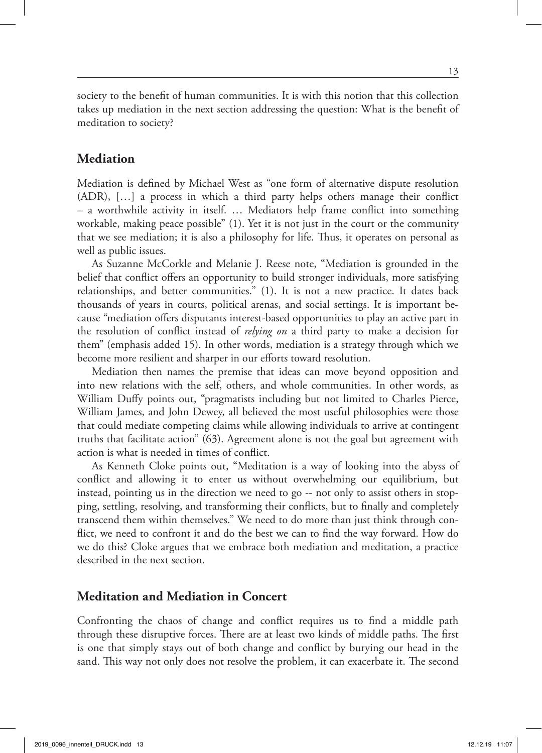society to the benefit of human communities. It is with this notion that this collection takes up mediation in the next section addressing the question: What is the benefit of meditation to society?

## Mediation

Mediation is defined by Michael West as "one form of alternative dispute resolution (ADR), […] a process in which a third party helps others manage their conflict – a worthwhile activity in itself. … Mediators help frame conflict into something workable, making peace possible" (1). Yet it is not just in the court or the community that we see mediation; it is also a philosophy for life. Thus, it operates on personal as well as public issues.

As Suzanne McCorkle and Melanie J. Reese note, "Mediation is grounded in the belief that conflict offers an opportunity to build stronger individuals, more satisfying relationships, and better communities." (1). It is not a new practice. It dates back thousands of years in courts, political arenas, and social settings. It is important because "mediation offers disputants interest-based opportunities to play an active part in the resolution of conflict instead of *relying on* a third party to make a decision for them" (emphasis added 15). In other words, mediation is a strategy through which we become more resilient and sharper in our efforts toward resolution.

Mediation then names the premise that ideas can move beyond opposition and into new relations with the self, others, and whole communities. In other words, as William Duffy points out, "pragmatists including but not limited to Charles Pierce, William James, and John Dewey, all believed the most useful philosophies were those that could mediate competing claims while allowing individuals to arrive at contingent truths that facilitate action" (63). Agreement alone is not the goal but agreement with action is what is needed in times of conflict.

As Kenneth Cloke points out, "Meditation is a way of looking into the abyss of conflict and allowing it to enter us without overwhelming our equilibrium, but instead, pointing us in the direction we need to go -- not only to assist others in stopping, settling, resolving, and transforming their conflicts, but to finally and completely transcend them within themselves." We need to do more than just think through conflict, we need to confront it and do the best we can to find the way forward. How do we do this? Cloke argues that we embrace both mediation and meditation, a practice described in the next section.

## Meditation and Mediation in Concert

Confronting the chaos of change and conflict requires us to find a middle path through these disruptive forces. There are at least two kinds of middle paths. The first is one that simply stays out of both change and conflict by burying our head in the sand. This way not only does not resolve the problem, it can exacerbate it. The second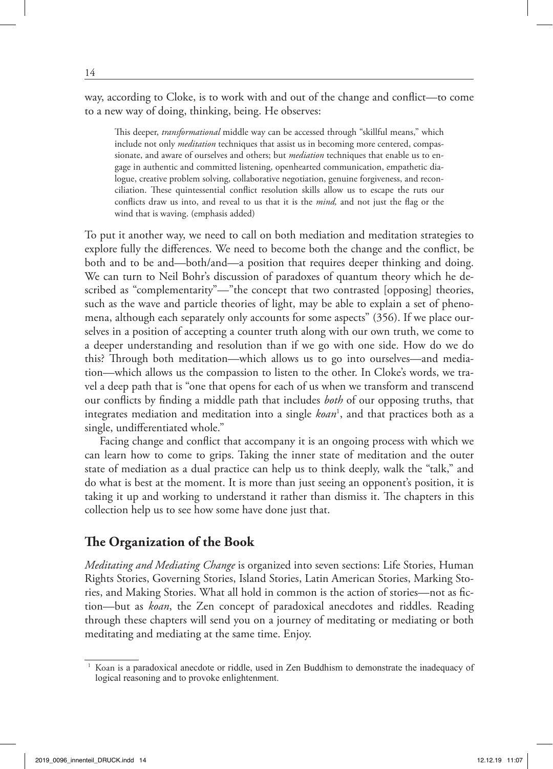way, according to Cloke, is to work with and out of the change and conflict—to come to a new way of doing, thinking, being. He observes:

> This deeper, *transformational* middle way can be accessed through "skillful means," which include not only *meditation* techniques that assist us in becoming more centered, compassionate, and aware of ourselves and others; but *mediation* techniques that enable us to engage in authentic and committed listening, openhearted communication, empathetic dialogue, creative problem solving, collaborative negotiation, genuine forgiveness, and reconciliation. These quintessential conflict resolution skills allow us to escape the ruts our conflicts draw us into, and reveal to us that it is the *mind,* and not just the flag or the wind that is waving. (emphasis added)

To put it another way, we need to call on both mediation and meditation strategies to explore fully the differences. We need to become both the change and the conflict, be both and to be and—both/and—a position that requires deeper thinking and doing. We can turn to Neil Bohr's discussion of paradoxes of quantum theory which he described as "complementarity"—"the concept that two contrasted [opposing] theories, such as the wave and particle theories of light, may be able to explain a set of phenomena, although each separately only accounts for some aspects" (356). If we place ourselves in a position of accepting a counter truth along with our own truth, we come to a deeper understanding and resolution than if we go with one side. How do we do this? Through both meditation—which allows us to go into ourselves—and mediation—which allows us the compassion to listen to the other. In Cloke's words, we travel a deep path that is "one that opens for each of us when we transform and transcend our conflicts by finding a middle path that includes *both* of our opposing truths, that integrates mediation and meditation into a single *koan*[1], and that practices both as a single, undifferentiated whole."

Facing change and conflict that accompany it is an ongoing process with which we can learn how to come to grips. Taking the inner state of meditation and the outer state of mediation as a dual practice can help us to think deeply, walk the "talk," and do what is best at the moment. It is more than just seeing an opponent's position, it is taking it up and working to understand it rather than dismiss it. The chapters in this collection help us to see how some have done just that.

## The Organization of the Book

*Meditating and Mediating Change* is organized into seven sections: Life Stories, Human Rights Stories, Governing Stories, Island Stories, Latin American Stories, Marking Stories, and Making Stories. What all hold in common is the action of stories—not as fiction—but as *koan*, the Zen concept of paradoxical anecdotes and riddles. Reading through these chapters will send you on a journey of meditating or mediating or both meditating and mediating at the same time. Enjoy.

---

[1] Koan is a paradoxical anecdote or riddle, used in Zen Buddhism to demonstrate the inadequacy of logical reasoning and to provoke enlightenment.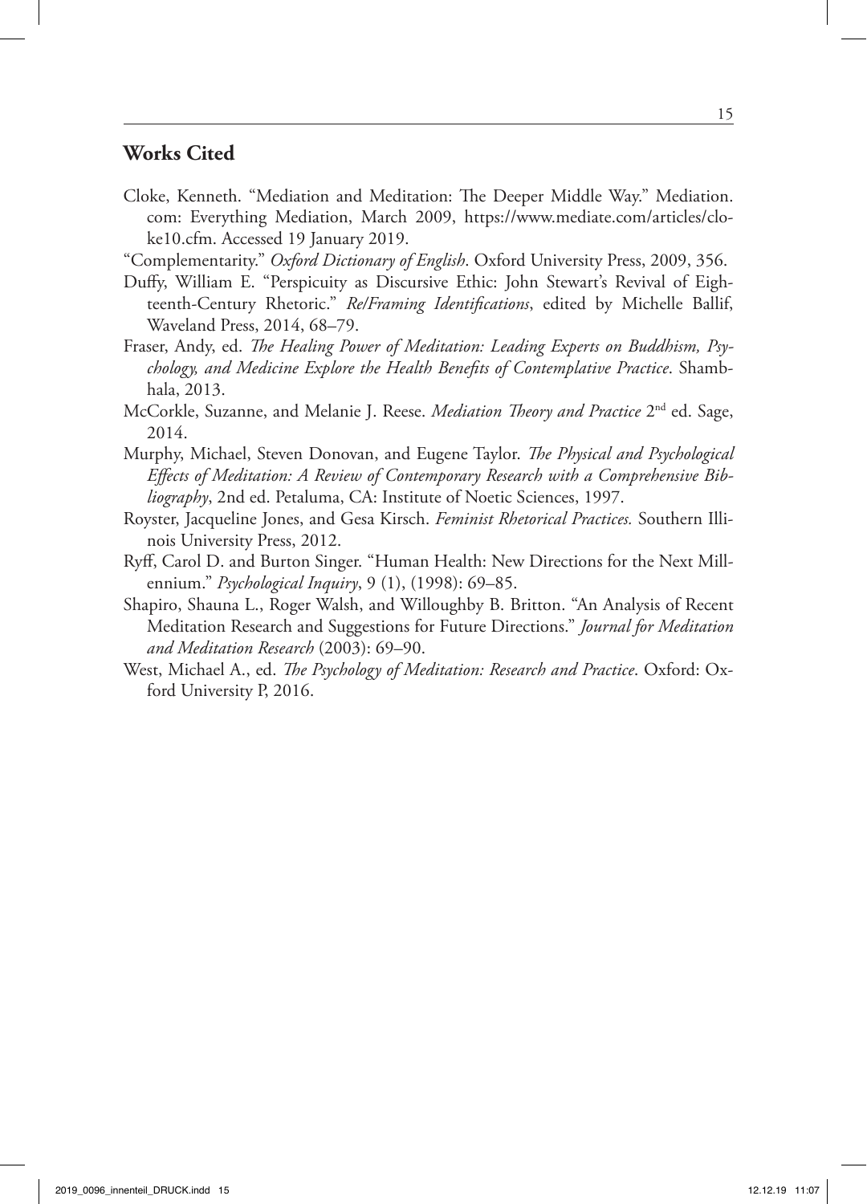## Works Cited

Cloke, Kenneth. "Mediation and Meditation: The Deeper Middle Way." Mediation.com: Everything Mediation, March 2009, https://www.mediate.com/articles/cloke10.cfm. Accessed 19 January 2019.

"Complementarity." *Oxford Dictionary of English*. Oxford University Press, 2009, 356.

Duffy, William E. "Perspicuity as Discursive Ethic: John Stewart's Revival of Eighteenth-Century Rhetoric." *Re/Framing Identifications*, edited by Michelle Ballif, Waveland Press, 2014, 68–79.

Fraser, Andy, ed. *The Healing Power of Meditation: Leading Experts on Buddhism, Psychology, and Medicine Explore the Health Benefits of Contemplative Practice*. Shambhala, 2013.

McCorkle, Suzanne, and Melanie J. Reese. *Mediation Theory and Practice* 2nd ed. Sage, 2014.

Murphy, Michael, Steven Donovan, and Eugene Taylor. *The Physical and Psychological Effects of Meditation: A Review of Contemporary Research with a Comprehensive Bibliography*, 2nd ed. Petaluma, CA: Institute of Noetic Sciences, 1997.

Royster, Jacqueline Jones, and Gesa Kirsch. *Feminist Rhetorical Practices.* Southern Illinois University Press, 2012.

Ryff, Carol D. and Burton Singer. "Human Health: New Directions for the Next Millennium." *Psychological Inquiry*, 9 (1), (1998): 69–85.

Shapiro, Shauna L., Roger Walsh, and Willoughby B. Britton. "An Analysis of Recent Meditation Research and Suggestions for Future Directions." *Journal for Meditation and Meditation Research* (2003): 69–90.

West, Michael A., ed. *The Psychology of Meditation: Research and Practice*. Oxford: Oxford University P, 2016.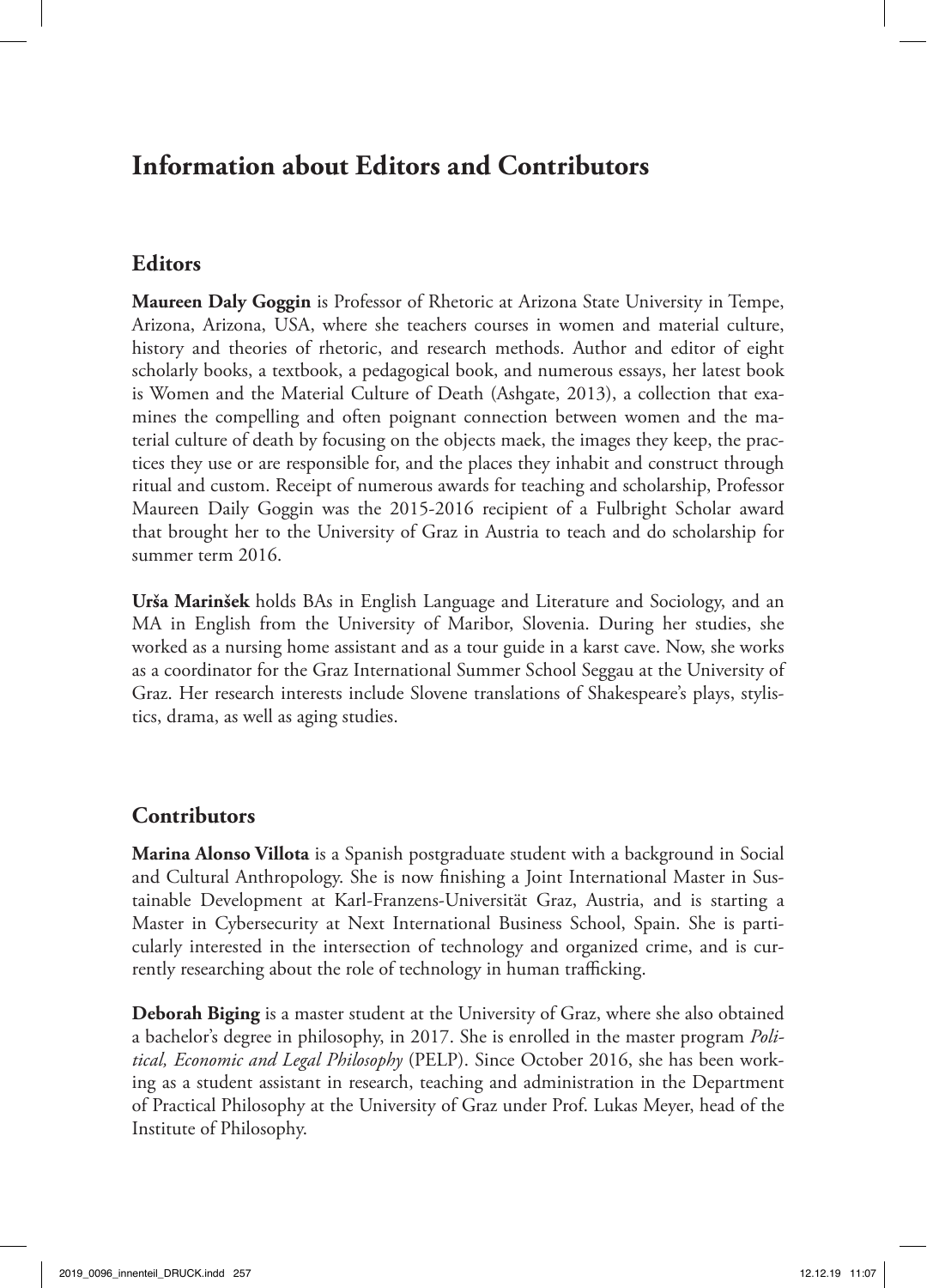# Information about Editors and Contributors

## Editors

**Maureen Daly Goggin** is Professor of Rhetoric at Arizona State University in Tempe, Arizona, Arizona, USA, where she teachers courses in women and material culture, history and theories of rhetoric, and research methods. Author and editor of eight scholarly books, a textbook, a pedagogical book, and numerous essays, her latest book is Women and the Material Culture of Death (Ashgate, 2013), a collection that examines the compelling and often poignant connection between women and the material culture of death by focusing on the objects maek, the images they keep, the practices they use or are responsible for, and the places they inhabit and construct through ritual and custom. Receipt of numerous awards for teaching and scholarship, Professor Maureen Daily Goggin was the 2015-2016 recipient of a Fulbright Scholar award that brought her to the University of Graz in Austria to teach and do scholarship for summer term 2016.

**Urša Marinšek** holds BAs in English Language and Literature and Sociology, and an MA in English from the University of Maribor, Slovenia. During her studies, she worked as a nursing home assistant and as a tour guide in a karst cave. Now, she works as a coordinator for the Graz International Summer School Seggau at the University of Graz. Her research interests include Slovene translations of Shakespeare's plays, stylistics, drama, as well as aging studies.

## Contributors

**Marina Alonso Villota** is a Spanish postgraduate student with a background in Social and Cultural Anthropology. She is now finishing a Joint International Master in Sustainable Development at Karl-Franzens-Universität Graz, Austria, and is starting a Master in Cybersecurity at Next International Business School, Spain. She is particularly interested in the intersection of technology and organized crime, and is currently researching about the role of technology in human trafficking.

**Deborah Biging** is a master student at the University of Graz, where she also obtained a bachelor's degree in philosophy, in 2017. She is enrolled in the master program *Political, Economic and Legal Philosophy* (PELP). Since October 2016, she has been working as a student assistant in research, teaching and administration in the Department of Practical Philosophy at the University of Graz under Prof. Lukas Meyer, head of the Institute of Philosophy.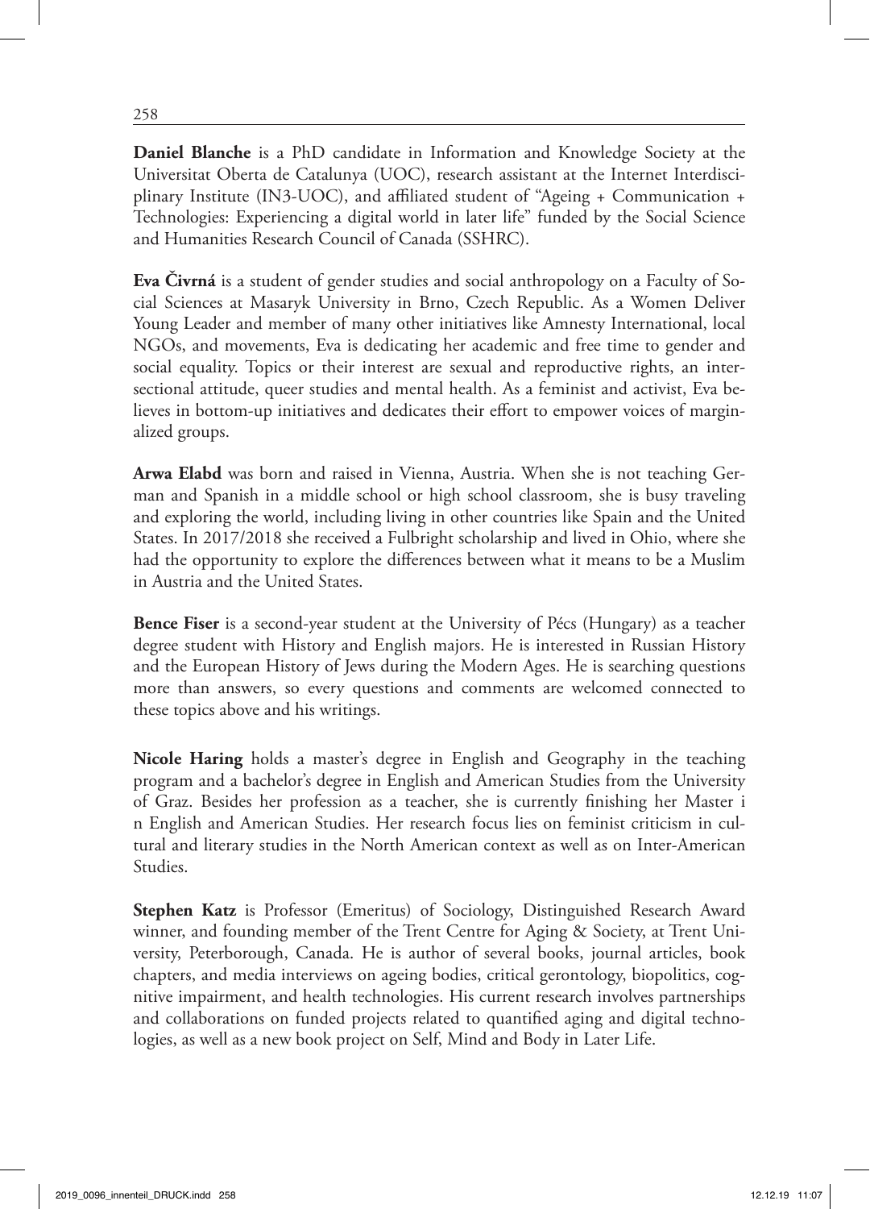**Daniel Blanche** is a PhD candidate in Information and Knowledge Society at the Universitat Oberta de Catalunya (UOC), research assistant at the Internet Interdisciplinary Institute (IN3-UOC), and affiliated student of "Ageing + Communication + Technologies: Experiencing a digital world in later life" funded by the Social Science and Humanities Research Council of Canada (SSHRC).

**Eva Čivrná** is a student of gender studies and social anthropology on a Faculty of Social Sciences at Masaryk University in Brno, Czech Republic. As a Women Deliver Young Leader and member of many other initiatives like Amnesty International, local NGOs, and movements, Eva is dedicating her academic and free time to gender and social equality. Topics or their interest are sexual and reproductive rights, an intersectional attitude, queer studies and mental health. As a feminist and activist, Eva believes in bottom-up initiatives and dedicates their effort to empower voices of marginalized groups.

**Arwa Elabd** was born and raised in Vienna, Austria. When she is not teaching German and Spanish in a middle school or high school classroom, she is busy traveling and exploring the world, including living in other countries like Spain and the United States. In 2017/2018 she received a Fulbright scholarship and lived in Ohio, where she had the opportunity to explore the differences between what it means to be a Muslim in Austria and the United States.

**Bence Fiser** is a second-year student at the University of Pécs (Hungary) as a teacher degree student with History and English majors. He is interested in Russian History and the European History of Jews during the Modern Ages. He is searching questions more than answers, so every questions and comments are welcomed connected to these topics above and his writings.

**Nicole Haring** holds a master's degree in English and Geography in the teaching program and a bachelor's degree in English and American Studies from the University of Graz. Besides her profession as a teacher, she is currently finishing her Master i n English and American Studies. Her research focus lies on feminist criticism in cultural and literary studies in the North American context as well as on Inter-American Studies.

**Stephen Katz** is Professor (Emeritus) of Sociology, Distinguished Research Award winner, and founding member of the Trent Centre for Aging & Society, at Trent University, Peterborough, Canada. He is author of several books, journal articles, book chapters, and media interviews on ageing bodies, critical gerontology, biopolitics, cognitive impairment, and health technologies. His current research involves partnerships and collaborations on funded projects related to quantified aging and digital technologies, as well as a new book project on Self, Mind and Body in Later Life.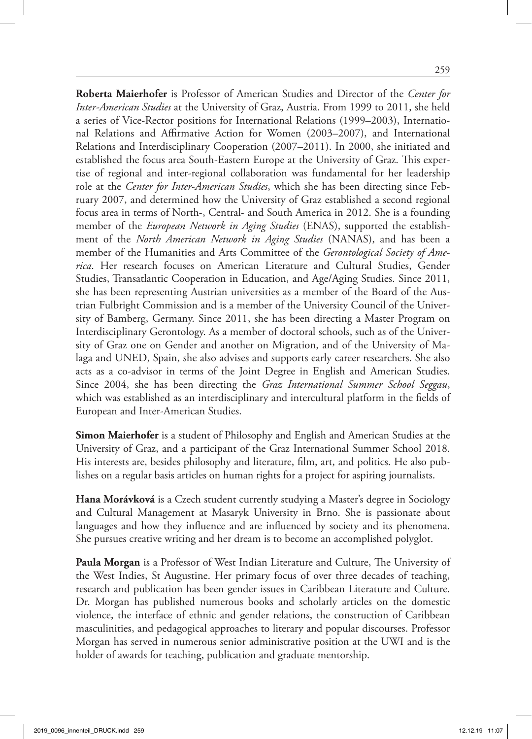**Roberta Maierhofer** is Professor of American Studies and Director of the *Center for Inter-American Studies* at the University of Graz, Austria. From 1999 to 2011, she held a series of Vice-Rector positions for International Relations (1999–2003), International Relations and Affirmative Action for Women (2003–2007), and International Relations and Interdisciplinary Cooperation (2007–2011). In 2000, she initiated and established the focus area South-Eastern Europe at the University of Graz. This expertise of regional and inter-regional collaboration was fundamental for her leadership role at the *Center for Inter-American Studies*, which she has been directing since February 2007, and determined how the University of Graz established a second regional focus area in terms of North-, Central- and South America in 2012. She is a founding member of the *European Network in Aging Studies* (ENAS), supported the establishment of the *North American Network in Aging Studies* (NANAS), and has been a member of the Humanities and Arts Committee of the *Gerontological Society of America*. Her research focuses on American Literature and Cultural Studies, Gender Studies, Transatlantic Cooperation in Education, and Age/Aging Studies. Since 2011, she has been representing Austrian universities as a member of the Board of the Austrian Fulbright Commission and is a member of the University Council of the University of Bamberg, Germany. Since 2011, she has been directing a Master Program on Interdisciplinary Gerontology. As a member of doctoral schools, such as of the University of Graz one on Gender and another on Migration, and of the University of Malaga and UNED, Spain, she also advises and supports early career researchers. She also acts as a co-advisor in terms of the Joint Degree in English and American Studies. Since 2004, she has been directing the *Graz International Summer School Seggau*, which was established as an interdisciplinary and intercultural platform in the fields of European and Inter-American Studies.

**Simon Maierhofer** is a student of Philosophy and English and American Studies at the University of Graz, and a participant of the Graz International Summer School 2018. His interests are, besides philosophy and literature, film, art, and politics. He also publishes on a regular basis articles on human rights for a project for aspiring journalists.

**Hana Morávková** is a Czech student currently studying a Master's degree in Sociology and Cultural Management at Masaryk University in Brno. She is passionate about languages and how they influence and are influenced by society and its phenomena. She pursues creative writing and her dream is to become an accomplished polyglot.

**Paula Morgan** is a Professor of West Indian Literature and Culture, The University of the West Indies, St Augustine. Her primary focus of over three decades of teaching, research and publication has been gender issues in Caribbean Literature and Culture. Dr. Morgan has published numerous books and scholarly articles on the domestic violence, the interface of ethnic and gender relations, the construction of Caribbean masculinities, and pedagogical approaches to literary and popular discourses. Professor Morgan has served in numerous senior administrative position at the UWI and is the holder of awards for teaching, publication and graduate mentorship.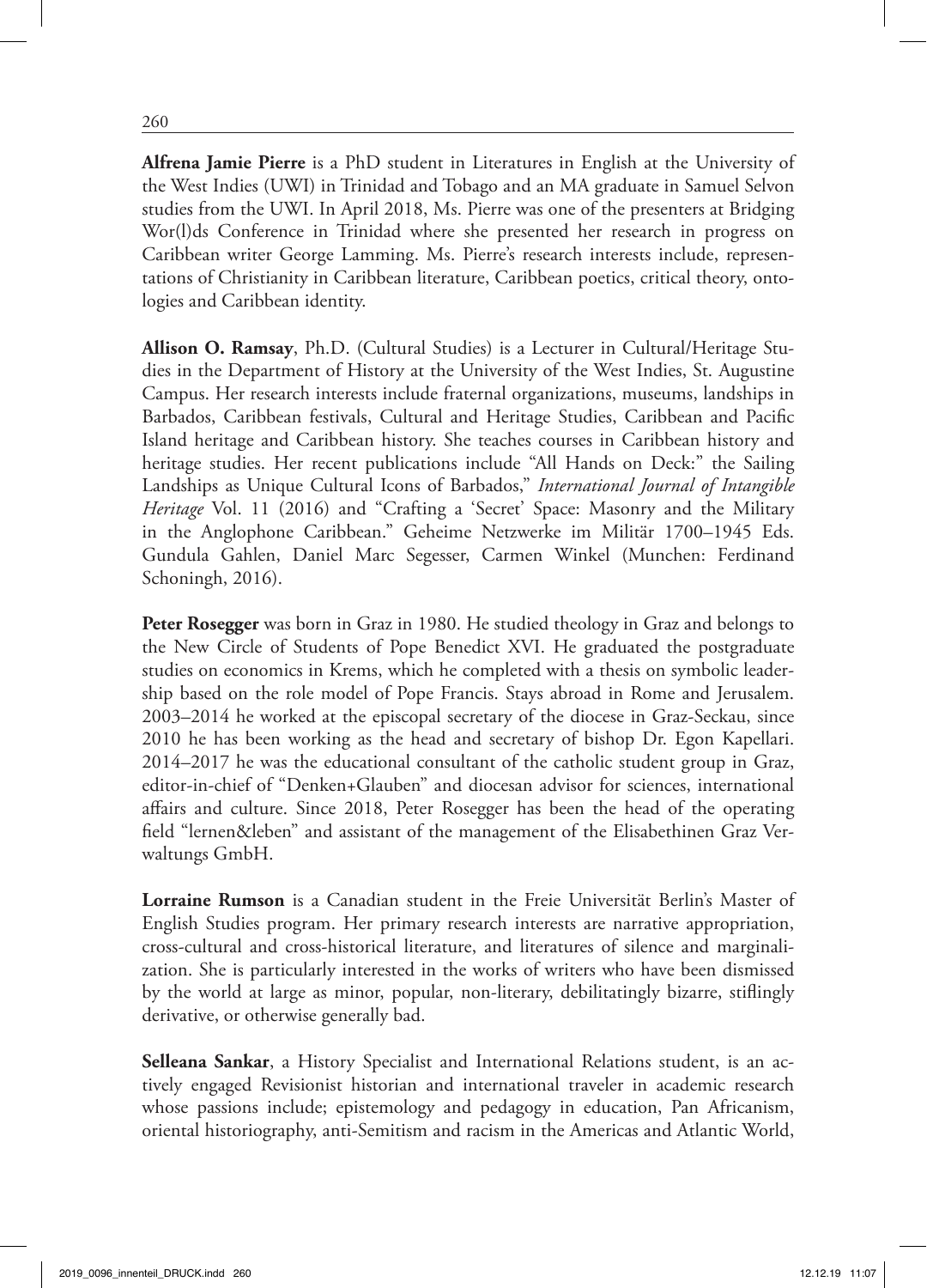**Alfrena Jamie Pierre** is a PhD student in Literatures in English at the University of the West Indies (UWI) in Trinidad and Tobago and an MA graduate in Samuel Selvon studies from the UWI. In April 2018, Ms. Pierre was one of the presenters at Bridging Wor(l)ds Conference in Trinidad where she presented her research in progress on Caribbean writer George Lamming. Ms. Pierre's research interests include, representations of Christianity in Caribbean literature, Caribbean poetics, critical theory, ontologies and Caribbean identity.

**Allison O. Ramsay**, Ph.D. (Cultural Studies) is a Lecturer in Cultural/Heritage Studies in the Department of History at the University of the West Indies, St. Augustine Campus. Her research interests include fraternal organizations, museums, landships in Barbados, Caribbean festivals, Cultural and Heritage Studies, Caribbean and Pacific Island heritage and Caribbean history. She teaches courses in Caribbean history and heritage studies. Her recent publications include "All Hands on Deck:" the Sailing Landships as Unique Cultural Icons of Barbados," *International Journal of Intangible Heritage* Vol. 11 (2016) and "Crafting a 'Secret' Space: Masonry and the Military in the Anglophone Caribbean." Geheime Netzwerke im Militär 1700–1945 Eds. Gundula Gahlen, Daniel Marc Segesser, Carmen Winkel (Munchen: Ferdinand Schoningh, 2016).

**Peter Rosegger** was born in Graz in 1980. He studied theology in Graz and belongs to the New Circle of Students of Pope Benedict XVI. He graduated the postgraduate studies on economics in Krems, which he completed with a thesis on symbolic leadership based on the role model of Pope Francis. Stays abroad in Rome and Jerusalem. 2003–2014 he worked at the episcopal secretary of the diocese in Graz-Seckau, since 2010 he has been working as the head and secretary of bishop Dr. Egon Kapellari. 2014–2017 he was the educational consultant of the catholic student group in Graz, editor-in-chief of "Denken+Glauben" and diocesan advisor for sciences, international affairs and culture. Since 2018, Peter Rosegger has been the head of the operating field "lernen&leben" and assistant of the management of the Elisabethinen Graz Verwaltungs GmbH.

**Lorraine Rumson** is a Canadian student in the Freie Universität Berlin's Master of English Studies program. Her primary research interests are narrative appropriation, cross-cultural and cross-historical literature, and literatures of silence and marginalization. She is particularly interested in the works of writers who have been dismissed by the world at large as minor, popular, non-literary, debilitatingly bizarre, stiflingly derivative, or otherwise generally bad.

**Selleana Sankar**, a History Specialist and International Relations student, is an actively engaged Revisionist historian and international traveler in academic research whose passions include; epistemology and pedagogy in education, Pan Africanism, oriental historiography, anti-Semitism and racism in the Americas and Atlantic World,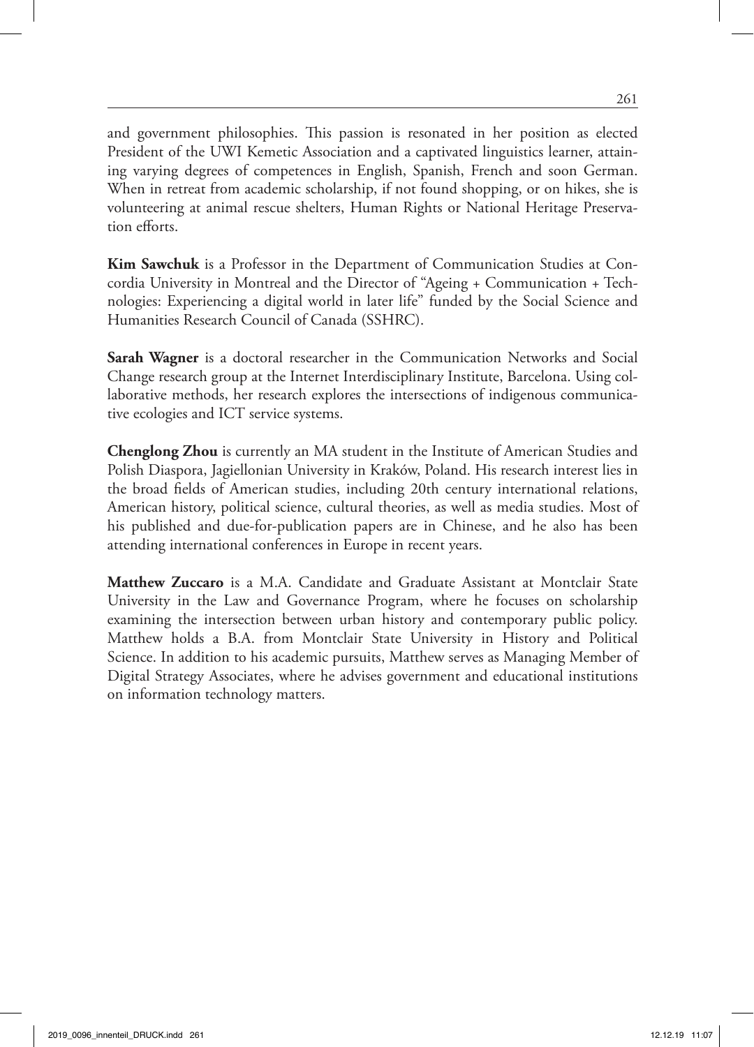and government philosophies. This passion is resonated in her position as elected President of the UWI Kemetic Association and a captivated linguistics learner, attaining varying degrees of competences in English, Spanish, French and soon German. When in retreat from academic scholarship, if not found shopping, or on hikes, she is volunteering at animal rescue shelters, Human Rights or National Heritage Preservation efforts.

**Kim Sawchuk** is a Professor in the Department of Communication Studies at Concordia University in Montreal and the Director of "Ageing + Communication + Technologies: Experiencing a digital world in later life" funded by the Social Science and Humanities Research Council of Canada (SSHRC).

**Sarah Wagner** is a doctoral researcher in the Communication Networks and Social Change research group at the Internet Interdisciplinary Institute, Barcelona. Using collaborative methods, her research explores the intersections of indigenous communicative ecologies and ICT service systems.

**Chenglong Zhou** is currently an MA student in the Institute of American Studies and Polish Diaspora, Jagiellonian University in Kraków, Poland. His research interest lies in the broad fields of American studies, including 20th century international relations, American history, political science, cultural theories, as well as media studies. Most of his published and due-for-publication papers are in Chinese, and he also has been attending international conferences in Europe in recent years.

**Matthew Zuccaro** is a M.A. Candidate and Graduate Assistant at Montclair State University in the Law and Governance Program, where he focuses on scholarship examining the intersection between urban history and contemporary public policy. Matthew holds a B.A. from Montclair State University in History and Political Science. In addition to his academic pursuits, Matthew serves as Managing Member of Digital Strategy Associates, where he advises government and educational institutions on information technology matters.